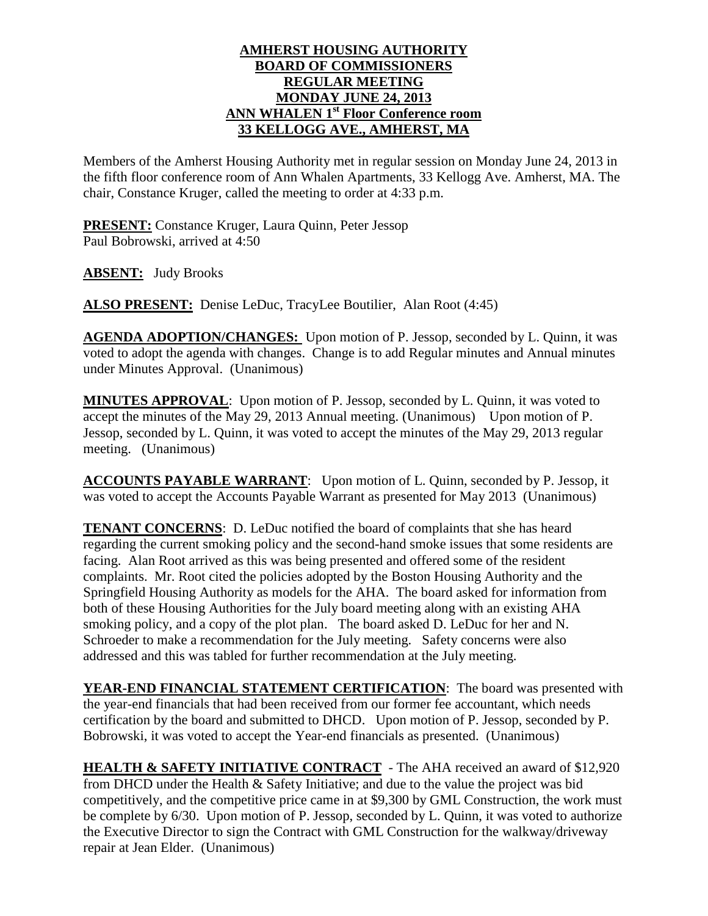**AMHERST HOUSING AUTHORITY**
**BOARD OF COMMISSIONERS**
**REGULAR MEETING**
**MONDAY JUNE 24, 2013**
**ANN WHALEN 1st Floor Conference room**
**33 KELLOGG AVE., AMHERST, MA**

Members of the Amherst Housing Authority met in regular session on Monday June 24, 2013 in the fifth floor conference room of Ann Whalen Apartments, 33 Kellogg Ave. Amherst, MA. The chair, Constance Kruger, called the meeting to order at 4:33 p.m.

**PRESENT:** Constance Kruger, Laura Quinn, Peter Jessop
Paul Bobrowski, arrived at 4:50

**ABSENT:** Judy Brooks

**ALSO PRESENT:** Denise LeDuc, TracyLee Boutilier, Alan Root (4:45)

**AGENDA ADOPTION/CHANGES:** Upon motion of P. Jessop, seconded by L. Quinn, it was voted to adopt the agenda with changes. Change is to add Regular minutes and Annual minutes under Minutes Approval. (Unanimous)

**MINUTES APPROVAL**: Upon motion of P. Jessop, seconded by L. Quinn, it was voted to accept the minutes of the May 29, 2013 Annual meeting. (Unanimous) Upon motion of P. Jessop, seconded by L. Quinn, it was voted to accept the minutes of the May 29, 2013 regular meeting. (Unanimous)

**ACCOUNTS PAYABLE WARRANT**: Upon motion of L. Quinn, seconded by P. Jessop, it was voted to accept the Accounts Payable Warrant as presented for May 2013 (Unanimous)

**TENANT CONCERNS**: D. LeDuc notified the board of complaints that she has heard regarding the current smoking policy and the second-hand smoke issues that some residents are facing. Alan Root arrived as this was being presented and offered some of the resident complaints. Mr. Root cited the policies adopted by the Boston Housing Authority and the Springfield Housing Authority as models for the AHA. The board asked for information from both of these Housing Authorities for the July board meeting along with an existing AHA smoking policy, and a copy of the plot plan. The board asked D. LeDuc for her and N. Schroeder to make a recommendation for the July meeting. Safety concerns were also addressed and this was tabled for further recommendation at the July meeting.

**YEAR-END FINANCIAL STATEMENT CERTIFICATION**: The board was presented with the year-end financials that had been received from our former fee accountant, which needs certification by the board and submitted to DHCD. Upon motion of P. Jessop, seconded by P. Bobrowski, it was voted to accept the Year-end financials as presented. (Unanimous)

**HEALTH & SAFETY INITIATIVE CONTRACT** - The AHA received an award of $12,920 from DHCD under the Health & Safety Initiative; and due to the value the project was bid competitively, and the competitive price came in at $9,300 by GML Construction, the work must be complete by 6/30. Upon motion of P. Jessop, seconded by L. Quinn, it was voted to authorize the Executive Director to sign the Contract with GML Construction for the walkway/driveway repair at Jean Elder. (Unanimous)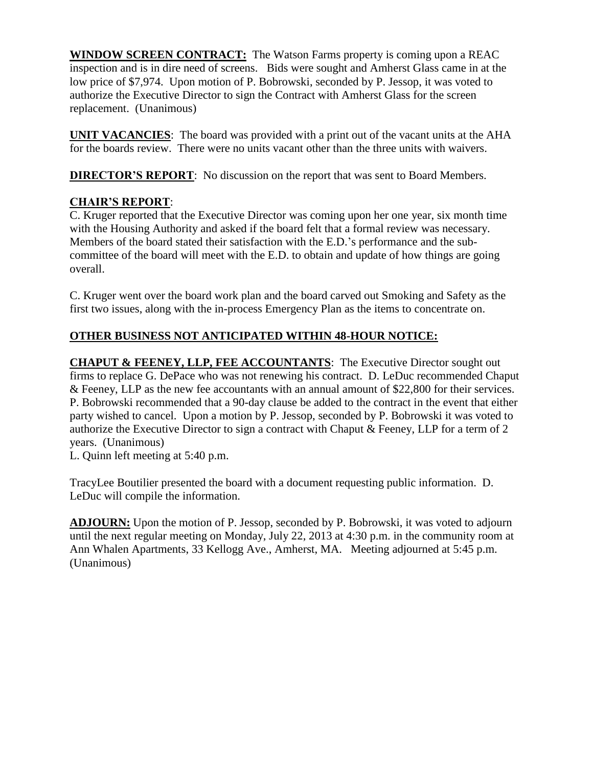**WINDOW SCREEN CONTRACT:** The Watson Farms property is coming upon a REAC inspection and is in dire need of screens. Bids were sought and Amherst Glass came in at the low price of $7,974. Upon motion of P. Bobrowski, seconded by P. Jessop, it was voted to authorize the Executive Director to sign the Contract with Amherst Glass for the screen replacement. (Unanimous)

**UNIT VACANCIES**: The board was provided with a print out of the vacant units at the AHA for the boards review. There were no units vacant other than the three units with waivers.

**DIRECTOR'S REPORT**: No discussion on the report that was sent to Board Members.

**CHAIR'S REPORT**:

C. Kruger reported that the Executive Director was coming upon her one year, six month time with the Housing Authority and asked if the board felt that a formal review was necessary. Members of the board stated their satisfaction with the E.D.'s performance and the sub-committee of the board will meet with the E.D. to obtain and update of how things are going overall.

C. Kruger went over the board work plan and the board carved out Smoking and Safety as the first two issues, along with the in-process Emergency Plan as the items to concentrate on.

**OTHER BUSINESS NOT ANTICIPATED WITHIN 48-HOUR NOTICE:**

**CHAPUT & FEENEY, LLP, FEE ACCOUNTANTS**: The Executive Director sought out firms to replace G. DePace who was not renewing his contract. D. LeDuc recommended Chaput & Feeney, LLP as the new fee accountants with an annual amount of $22,800 for their services. P. Bobrowski recommended that a 90-day clause be added to the contract in the event that either party wished to cancel. Upon a motion by P. Jessop, seconded by P. Bobrowski it was voted to authorize the Executive Director to sign a contract with Chaput & Feeney, LLP for a term of 2 years. (Unanimous)

L. Quinn left meeting at 5:40 p.m.

TracyLee Boutilier presented the board with a document requesting public information. D. LeDuc will compile the information.

**ADJOURN:** Upon the motion of P. Jessop, seconded by P. Bobrowski, it was voted to adjourn until the next regular meeting on Monday, July 22, 2013 at 4:30 p.m. in the community room at Ann Whalen Apartments, 33 Kellogg Ave., Amherst, MA. Meeting adjourned at 5:45 p.m. (Unanimous)